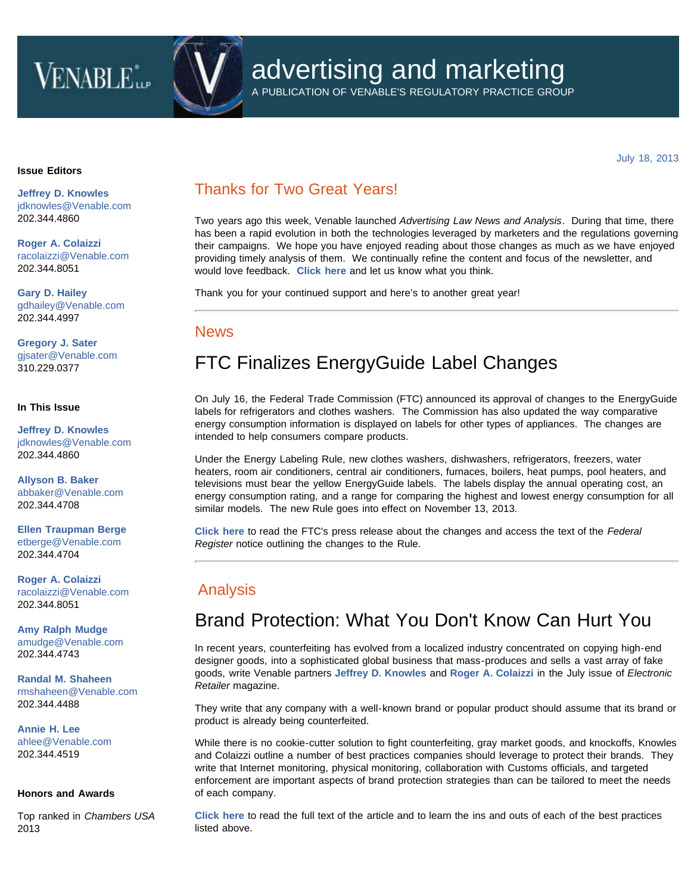# advertising and marketing

A PUBLICATION OF VENABLE'S REGULATORY PRACTICE GROUP

July 18, 2013

**Issue Editors**

**Jeffrey D. Knowles**
jdknowles@Venable.com
202.344.4860

**Roger A. Colaizzi**
racolaizzi@Venable.com
202.344.8051

**Gary D. Hailey**
gdhailey@Venable.com
202.344.4997

**Gregory J. Sater**
gjsater@Venable.com
310.229.0377

**In This Issue**

**Jeffrey D. Knowles**
jdknowles@Venable.com
202.344.4860

**Allyson B. Baker**
abbaker@Venable.com
202.344.4708

**Ellen Traupman Berge**
etberge@Venable.com
202.344.4704

**Roger A. Colaizzi**
racolaizzi@Venable.com
202.344.8051

**Amy Ralph Mudge**
amudge@Venable.com
202.344.4743

**Randal M. Shaheen**
rmshaheen@Venable.com
202.344.4488

**Annie H. Lee**
ahlee@Venable.com
202.344.4519

**Honors and Awards**

Top ranked in *Chambers USA* 2013

## Thanks for Two Great Years!

Two years ago this week, Venable launched *Advertising Law News and Analysis*. During that time, there has been a rapid evolution in both the technologies leveraged by marketers and the regulations governing their campaigns. We hope you have enjoyed reading about those changes as much as we have enjoyed providing timely analysis of them. We continually refine the content and focus of the newsletter, and would love feedback. **Click here** and let us know what you think.

Thank you for your continued support and here's to another great year!

---

## News

# FTC Finalizes EnergyGuide Label Changes

On July 16, the Federal Trade Commission (FTC) announced its approval of changes to the EnergyGuide labels for refrigerators and clothes washers. The Commission has also updated the way comparative energy consumption information is displayed on labels for other types of appliances. The changes are intended to help consumers compare products.

Under the Energy Labeling Rule, new clothes washers, dishwashers, refrigerators, freezers, water heaters, room air conditioners, central air conditioners, furnaces, boilers, heat pumps, pool heaters, and televisions must bear the yellow EnergyGuide labels. The labels display the annual operating cost, an energy consumption rating, and a range for comparing the highest and lowest energy consumption for all similar models. The new Rule goes into effect on November 13, 2013.

**Click here** to read the FTC's press release about the changes and access the text of the *Federal Register* notice outlining the changes to the Rule.

---

## Analysis

# Brand Protection: What You Don't Know Can Hurt You

In recent years, counterfeiting has evolved from a localized industry concentrated on copying high-end designer goods, into a sophisticated global business that mass-produces and sells a vast array of fake goods, write Venable partners **Jeffrey D. Knowles** and **Roger A. Colaizzi** in the July issue of *Electronic Retailer* magazine.

They write that any company with a well-known brand or popular product should assume that its brand or product is already being counterfeited.

While there is no cookie-cutter solution to fight counterfeiting, gray market goods, and knockoffs, Knowles and Colaizzi outline a number of best practices companies should leverage to protect their brands. They write that Internet monitoring, physical monitoring, collaboration with Customs officials, and targeted enforcement are important aspects of brand protection strategies than can be tailored to meet the needs of each company.

**Click here** to read the full text of the article and to learn the ins and outs of each of the best practices listed above.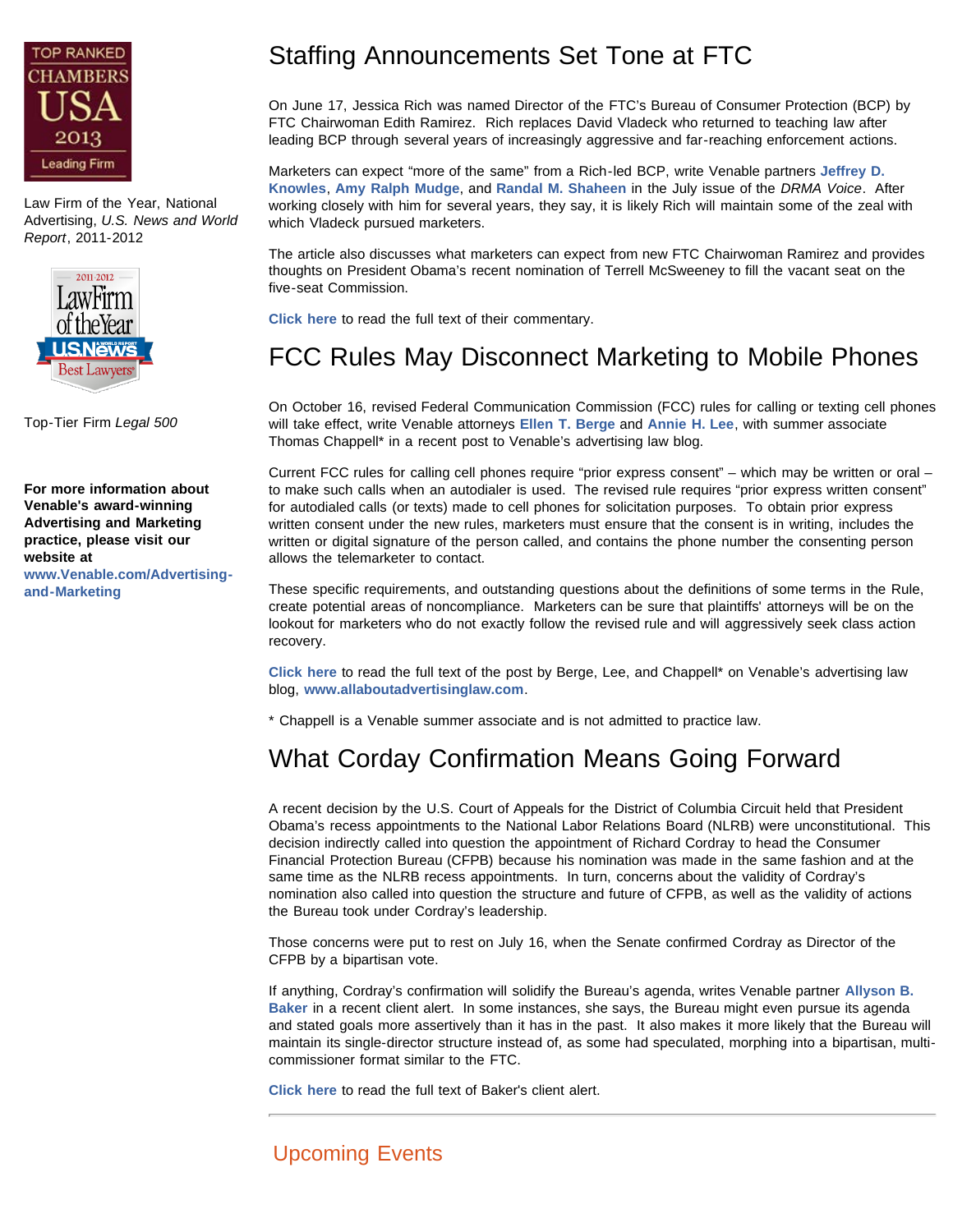Law Firm of the Year, National Advertising, *U.S. News and World Report*, 2011-2012

Top-Tier Firm *Legal 500*

**For more information about Venable's award-winning Advertising and Marketing practice, please visit our website at**
**www.Venable.com/Advertising-and-Marketing**

## Staffing Announcements Set Tone at FTC

On June 17, Jessica Rich was named Director of the FTC's Bureau of Consumer Protection (BCP) by FTC Chairwoman Edith Ramirez. Rich replaces David Vladeck who returned to teaching law after leading BCP through several years of increasingly aggressive and far-reaching enforcement actions.

Marketers can expect "more of the same" from a Rich-led BCP, write Venable partners **Jeffrey D. Knowles**, **Amy Ralph Mudge**, and **Randal M. Shaheen** in the July issue of the *DRMA Voice*. After working closely with him for several years, they say, it is likely Rich will maintain some of the zeal with which Vladeck pursued marketers.

The article also discusses what marketers can expect from new FTC Chairwoman Ramirez and provides thoughts on President Obama's recent nomination of Terrell McSweeney to fill the vacant seat on the five-seat Commission.

**Click here** to read the full text of their commentary.

## FCC Rules May Disconnect Marketing to Mobile Phones

On October 16, revised Federal Communication Commission (FCC) rules for calling or texting cell phones will take effect, write Venable attorneys **Ellen T. Berge** and **Annie H. Lee**, with summer associate Thomas Chappell* in a recent post to Venable's advertising law blog.

Current FCC rules for calling cell phones require "prior express consent" – which may be written or oral – to make such calls when an autodialer is used. The revised rule requires "prior express written consent" for autodialed calls (or texts) made to cell phones for solicitation purposes. To obtain prior express written consent under the new rules, marketers must ensure that the consent is in writing, includes the written or digital signature of the person called, and contains the phone number the consenting person allows the telemarketer to contact.

These specific requirements, and outstanding questions about the definitions of some terms in the Rule, create potential areas of noncompliance. Marketers can be sure that plaintiffs' attorneys will be on the lookout for marketers who do not exactly follow the revised rule and will aggressively seek class action recovery.

**Click here** to read the full text of the post by Berge, Lee, and Chappell* on Venable's advertising law blog, **www.allaboutadvertisinglaw.com**.

* Chappell is a Venable summer associate and is not admitted to practice law.

## What Corday Confirmation Means Going Forward

A recent decision by the U.S. Court of Appeals for the District of Columbia Circuit held that President Obama's recess appointments to the National Labor Relations Board (NLRB) were unconstitutional. This decision indirectly called into question the appointment of Richard Cordray to head the Consumer Financial Protection Bureau (CFPB) because his nomination was made in the same fashion and at the same time as the NLRB recess appointments. In turn, concerns about the validity of Cordray's nomination also called into question the structure and future of CFPB, as well as the validity of actions the Bureau took under Cordray's leadership.

Those concerns were put to rest on July 16, when the Senate confirmed Cordray as Director of the CFPB by a bipartisan vote.

If anything, Cordray's confirmation will solidify the Bureau's agenda, writes Venable partner **Allyson B. Baker** in a recent client alert. In some instances, she says, the Bureau might even pursue its agenda and stated goals more assertively than it has in the past. It also makes it more likely that the Bureau will maintain its single-director structure instead of, as some had speculated, morphing into a bipartisan, multi-commissioner format similar to the FTC.

**Click here** to read the full text of Baker's client alert.

---

## Upcoming Events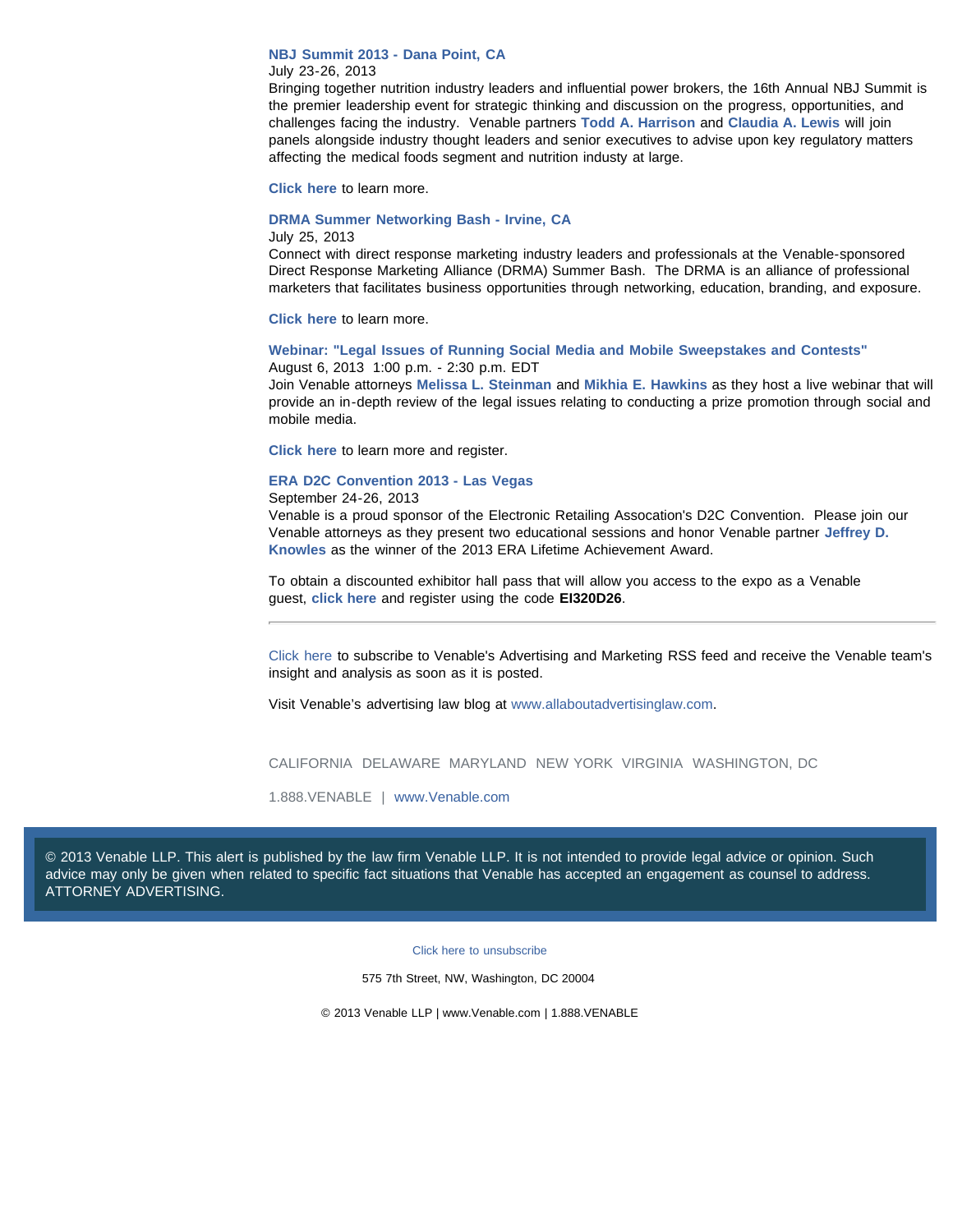**NBJ Summit 2013 - Dana Point, CA**
July 23-26, 2013
Bringing together nutrition industry leaders and influential power brokers, the 16th Annual NBJ Summit is the premier leadership event for strategic thinking and discussion on the progress, opportunities, and challenges facing the industry. Venable partners **Todd A. Harrison** and **Claudia A. Lewis** will join panels alongside industry thought leaders and senior executives to advise upon key regulatory matters affecting the medical foods segment and nutrition indusry at large.

**Click here** to learn more.

**DRMA Summer Networking Bash - Irvine, CA**
July 25, 2013
Connect with direct response marketing industry leaders and professionals at the Venable-sponsored Direct Response Marketing Alliance (DRMA) Summer Bash. The DRMA is an alliance of professional marketers that facilitates business opportunities through networking, education, branding, and exposure.

**Click here** to learn more.

**Webinar: "Legal Issues of Running Social Media and Mobile Sweepstakes and Contests"**
August 6, 2013 1:00 p.m. - 2:30 p.m. EDT
Join Venable attorneys **Melissa L. Steinman** and **Mikhia E. Hawkins** as they host a live webinar that will provide an in-depth review of the legal issues relating to conducting a prize promotion through social and mobile media.

**Click here** to learn more and register.

**ERA D2C Convention 2013 - Las Vegas**
September 24-26, 2013
Venable is a proud sponsor of the Electronic Retailing Assocation's D2C Convention. Please join our Venable attorneys as they present two educational sessions and honor Venable partner **Jeffrey D. Knowles** as the winner of the 2013 ERA Lifetime Achievement Award.

To obtain a discounted exhibitor hall pass that will allow you access to the expo as a Venable guest, **click here** and register using the code **EI320D26**.

---

Click here to subscribe to Venable's Advertising and Marketing RSS feed and receive the Venable team's insight and analysis as soon as it is posted.

Visit Venable's advertising law blog at www.allaboutadvertisinglaw.com.

CALIFORNIA DELAWARE MARYLAND NEW YORK VIRGINIA WASHINGTON, DC

1.888.VENABLE | www.Venable.com

© 2013 Venable LLP. This alert is published by the law firm Venable LLP. It is not intended to provide legal advice or opinion. Such advice may only be given when related to specific fact situations that Venable has accepted an engagement as counsel to address. ATTORNEY ADVERTISING.

Click here to unsubscribe

575 7th Street, NW, Washington, DC 20004

© 2013 Venable LLP | www.Venable.com | 1.888.VENABLE